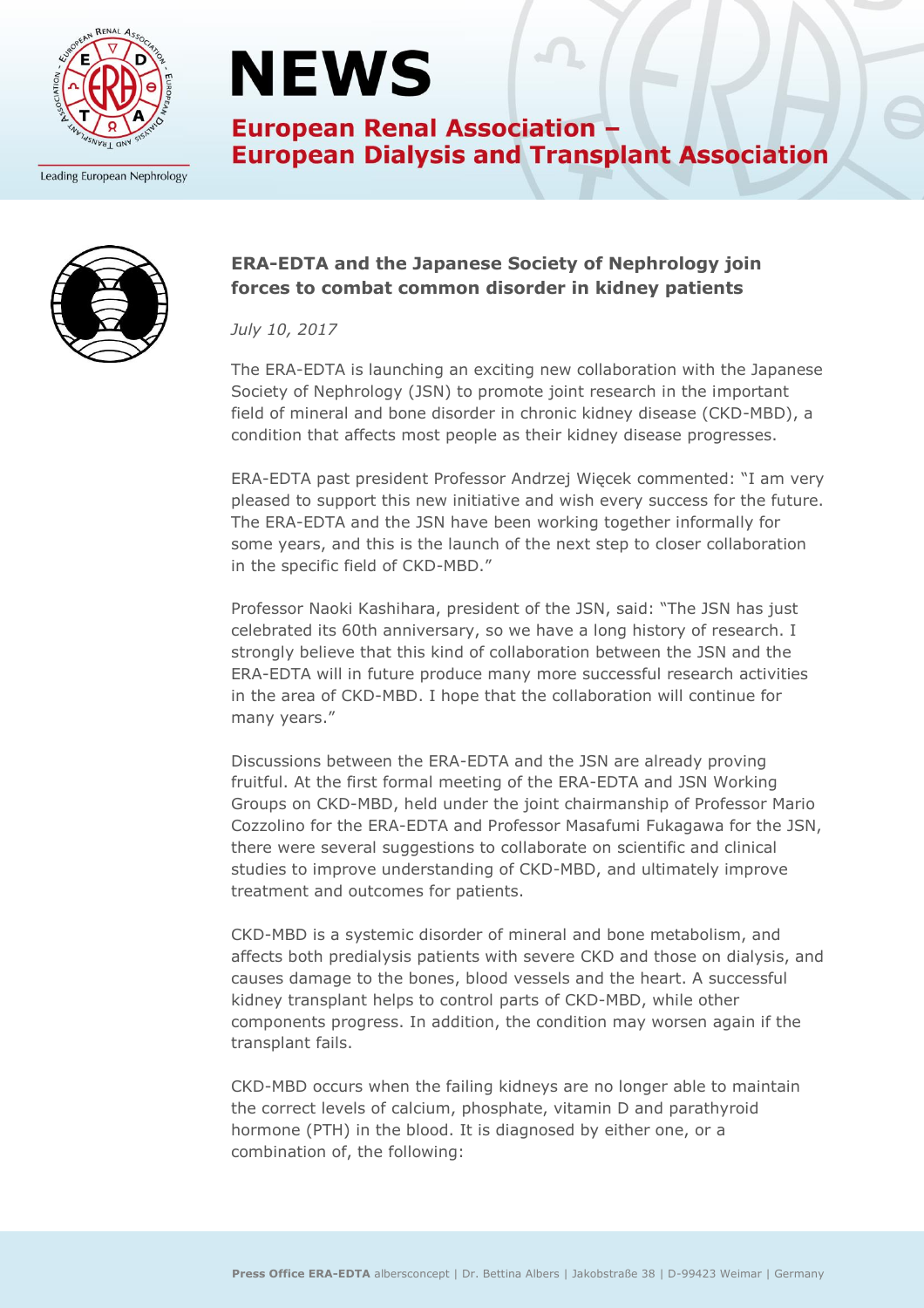# NEWS

## European Renal Association – European Dialysis and Transplant Association

### ERA-EDTA and the Japanese Society of Nephrology join forces to combat common disorder in kidney patients

*July 10, 2017*

The ERA-EDTA is launching an exciting new collaboration with the Japanese Society of Nephrology (JSN) to promote joint research in the important field of mineral and bone disorder in chronic kidney disease (CKD-MBD), a condition that affects most people as their kidney disease progresses.

ERA-EDTA past president Professor Andrzej Więcek commented: "I am very pleased to support this new initiative and wish every success for the future. The ERA-EDTA and the JSN have been working together informally for some years, and this is the launch of the next step to closer collaboration in the specific field of CKD-MBD."

Professor Naoki Kashihara, president of the JSN, said: "The JSN has just celebrated its 60th anniversary, so we have a long history of research. I strongly believe that this kind of collaboration between the JSN and the ERA-EDTA will in future produce many more successful research activities in the area of CKD-MBD. I hope that the collaboration will continue for many years."

Discussions between the ERA-EDTA and the JSN are already proving fruitful. At the first formal meeting of the ERA-EDTA and JSN Working Groups on CKD-MBD, held under the joint chairmanship of Professor Mario Cozzolino for the ERA-EDTA and Professor Masafumi Fukagawa for the JSN, there were several suggestions to collaborate on scientific and clinical studies to improve understanding of CKD-MBD, and ultimately improve treatment and outcomes for patients.

CKD-MBD is a systemic disorder of mineral and bone metabolism, and affects both predialysis patients with severe CKD and those on dialysis, and causes damage to the bones, blood vessels and the heart. A successful kidney transplant helps to control parts of CKD-MBD, while other components progress. In addition, the condition may worsen again if the transplant fails.

CKD-MBD occurs when the failing kidneys are no longer able to maintain the correct levels of calcium, phosphate, vitamin D and parathyroid hormone (PTH) in the blood. It is diagnosed by either one, or a combination of, the following: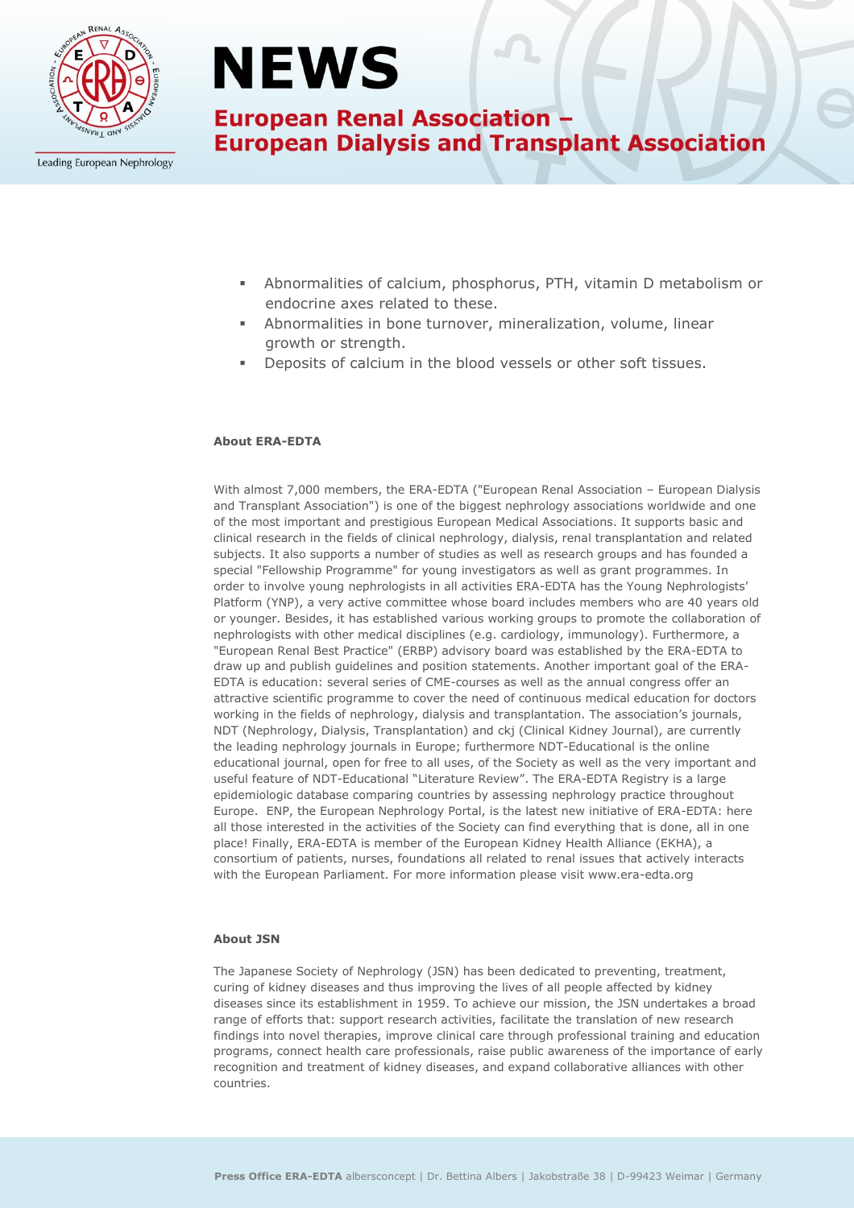- Abnormalities of calcium, phosphorus, PTH, vitamin D metabolism or endocrine axes related to these.
- Abnormalities in bone turnover, mineralization, volume, linear growth or strength.
- Deposits of calcium in the blood vessels or other soft tissues.

**About ERA-EDTA**

With almost 7,000 members, the ERA-EDTA ("European Renal Association – European Dialysis and Transplant Association") is one of the biggest nephrology associations worldwide and one of the most important and prestigious European Medical Associations. It supports basic and clinical research in the fields of clinical nephrology, dialysis, renal transplantation and related subjects. It also supports a number of studies as well as research groups and has founded a special "Fellowship Programme" for young investigators as well as grant programmes. In order to involve young nephrologists in all activities ERA-EDTA has the Young Nephrologists' Platform (YNP), a very active committee whose board includes members who are 40 years old or younger. Besides, it has established various working groups to promote the collaboration of nephrologists with other medical disciplines (e.g. cardiology, immunology). Furthermore, a "European Renal Best Practice" (ERBP) advisory board was established by the ERA-EDTA to draw up and publish guidelines and position statements. Another important goal of the ERA-EDTA is education: several series of CME-courses as well as the annual congress offer an attractive scientific programme to cover the need of continuous medical education for doctors working in the fields of nephrology, dialysis and transplantation. The association's journals, NDT (Nephrology, Dialysis, Transplantation) and ckj (Clinical Kidney Journal), are currently the leading nephrology journals in Europe; furthermore NDT-Educational is the online educational journal, open for free to all uses, of the Society as well as the very important and useful feature of NDT-Educational "Literature Review". The ERA-EDTA Registry is a large epidemiologic database comparing countries by assessing nephrology practice throughout Europe. ENP, the European Nephrology Portal, is the latest new initiative of ERA-EDTA: here all those interested in the activities of the Society can find everything that is done, all in one place! Finally, ERA-EDTA is member of the European Kidney Health Alliance (EKHA), a consortium of patients, nurses, foundations all related to renal issues that actively interacts with the European Parliament. For more information please visit www.era-edta.org

**About JSN**

The Japanese Society of Nephrology (JSN) has been dedicated to preventing, treatment, curing of kidney diseases and thus improving the lives of all people affected by kidney diseases since its establishment in 1959. To achieve our mission, the JSN undertakes a broad range of efforts that: support research activities, facilitate the translation of new research findings into novel therapies, improve clinical care through professional training and education programs, connect health care professionals, raise public awareness of the importance of early recognition and treatment of kidney diseases, and expand collaborative alliances with other countries.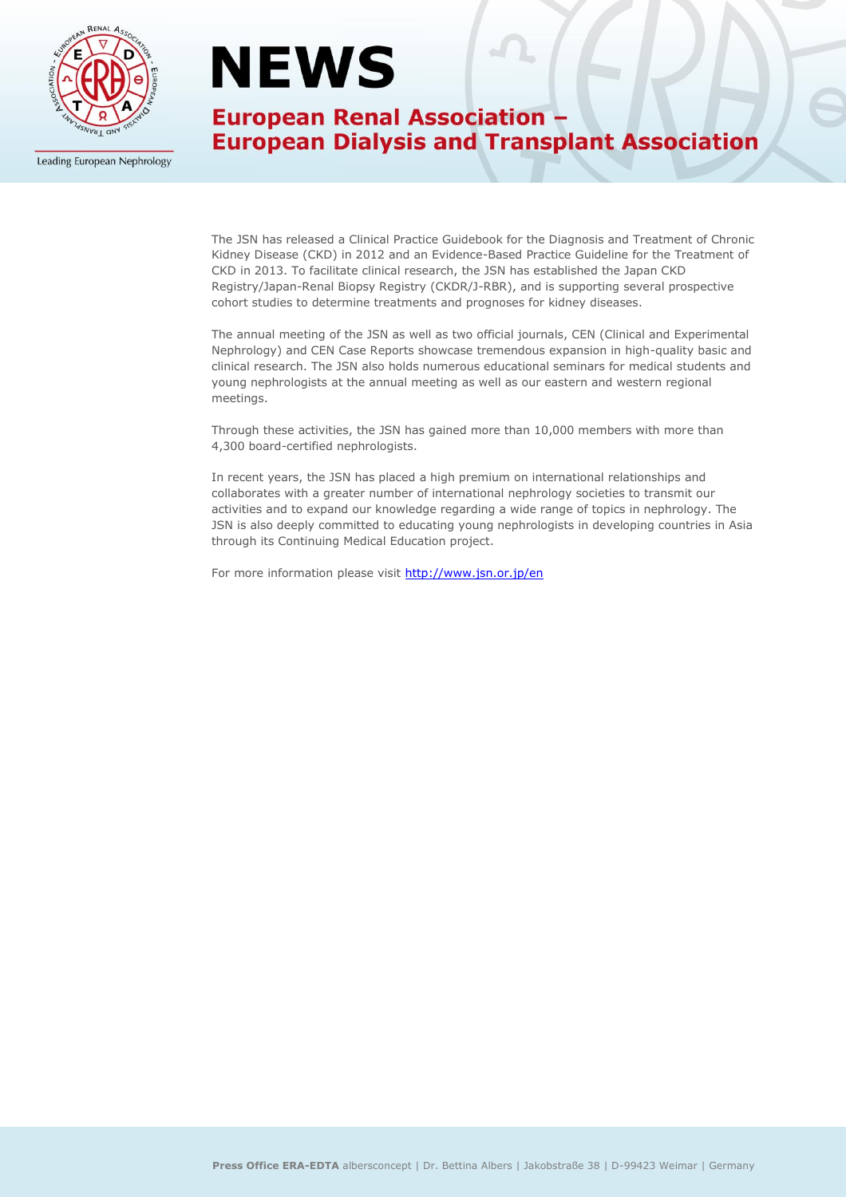The JSN has released a Clinical Practice Guidebook for the Diagnosis and Treatment of Chronic Kidney Disease (CKD) in 2012 and an Evidence-Based Practice Guideline for the Treatment of CKD in 2013. To facilitate clinical research, the JSN has established the Japan CKD Registry/Japan-Renal Biopsy Registry (CKDR/J-RBR), and is supporting several prospective cohort studies to determine treatments and prognoses for kidney diseases.

The annual meeting of the JSN as well as two official journals, CEN (Clinical and Experimental Nephrology) and CEN Case Reports showcase tremendous expansion in high-quality basic and clinical research. The JSN also holds numerous educational seminars for medical students and young nephrologists at the annual meeting as well as our eastern and western regional meetings.

Through these activities, the JSN has gained more than 10,000 members with more than 4,300 board-certified nephrologists.

In recent years, the JSN has placed a high premium on international relationships and collaborates with a greater number of international nephrology societies to transmit our activities and to expand our knowledge regarding a wide range of topics in nephrology. The JSN is also deeply committed to educating young nephrologists in developing countries in Asia through its Continuing Medical Education project.

For more information please visit [http://www.jsn.or.jp/en](http://www.jsn.or.jp/en)